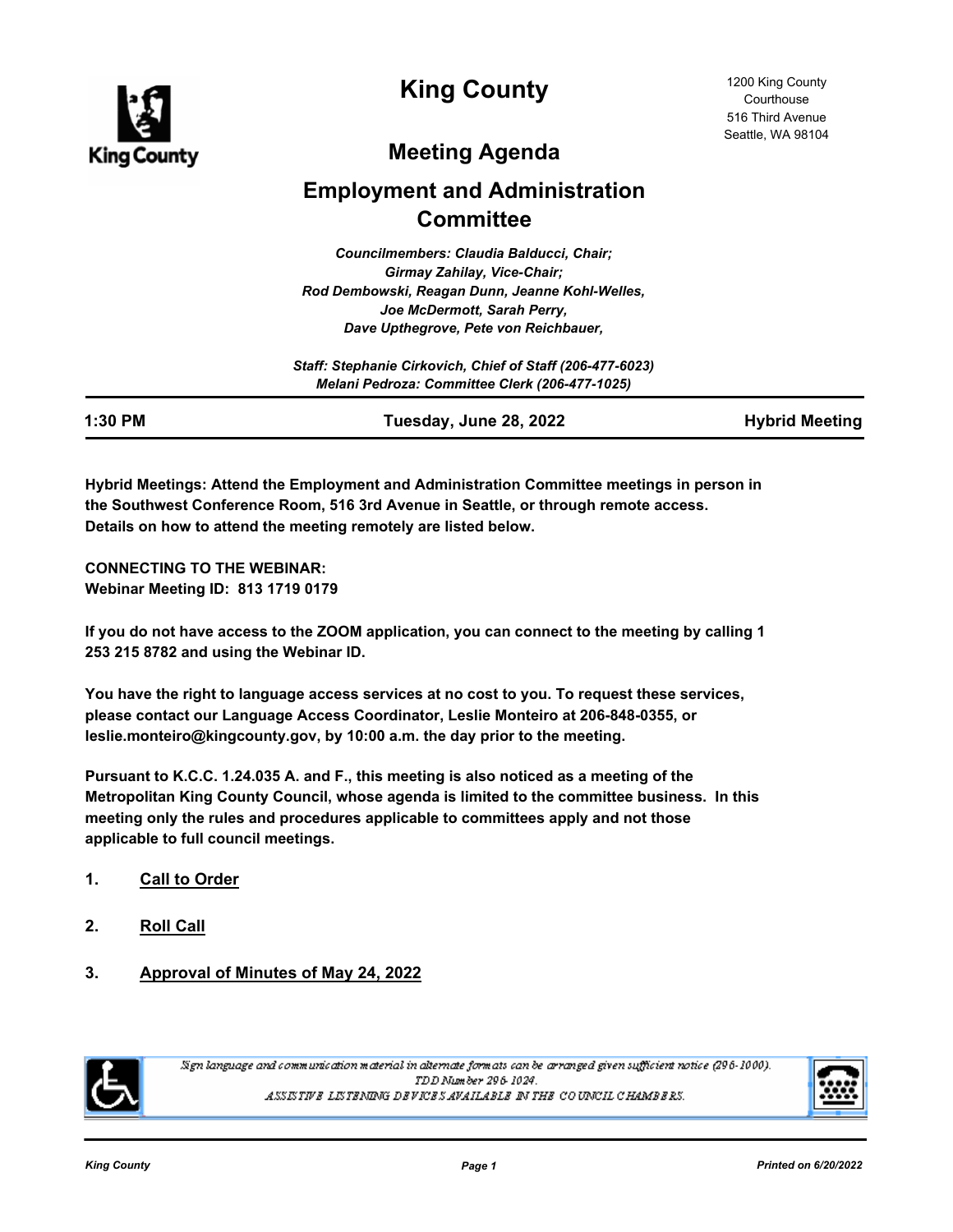# King County

1200 King County Courthouse
516 Third Avenue
Seattle, WA 98104

## Meeting Agenda

## Employment and Administration Committee

*Councilmembers: Claudia Balducci, Chair; Girmay Zahilay, Vice-Chair; Rod Dembowski, Reagan Dunn, Jeanne Kohl-Welles, Joe McDermott, Sarah Perry, Dave Upthegrove, Pete von Reichbauer,*

*Staff: Stephanie Cirkovich, Chief of Staff (206-477-6023)*
*Melani Pedroza: Committee Clerk (206-477-1025)*

| 1:30 PM | Tuesday, June 28, 2022 | Hybrid Meeting |
|---|---|---|

**Hybrid Meetings: Attend the Employment and Administration Committee meetings in person in the Southwest Conference Room, 516 3rd Avenue in Seattle, or through remote access. Details on how to attend the meeting remotely are listed below.**

**CONNECTING TO THE WEBINAR:**
**Webinar Meeting ID: 813 1719 0179**

**If you do not have access to the ZOOM application, you can connect to the meeting by calling 1 253 215 8782 and using the Webinar ID.**

**You have the right to language access services at no cost to you. To request these services, please contact our Language Access Coordinator, Leslie Monteiro at 206-848-0355, or leslie.monteiro@kingcounty.gov, by 10:00 a.m. the day prior to the meeting.**

**Pursuant to K.C.C. 1.24.035 A. and F., this meeting is also noticed as a meeting of the Metropolitan King County Council, whose agenda is limited to the committee business. In this meeting only the rules and procedures applicable to committees apply and not those applicable to full council meetings.**

1. **Call to Order**

2. **Roll Call**

3. **Approval of Minutes of May 24, 2022**

*Sign language and communication material in alternate formats can be arranged given sufficient notice (296-1000).*
*TDD Number 296-1024.*
*ASSISTIVE LISTENING DEVICES AVAILABLE IN THE COUNCIL CHAMBERS.*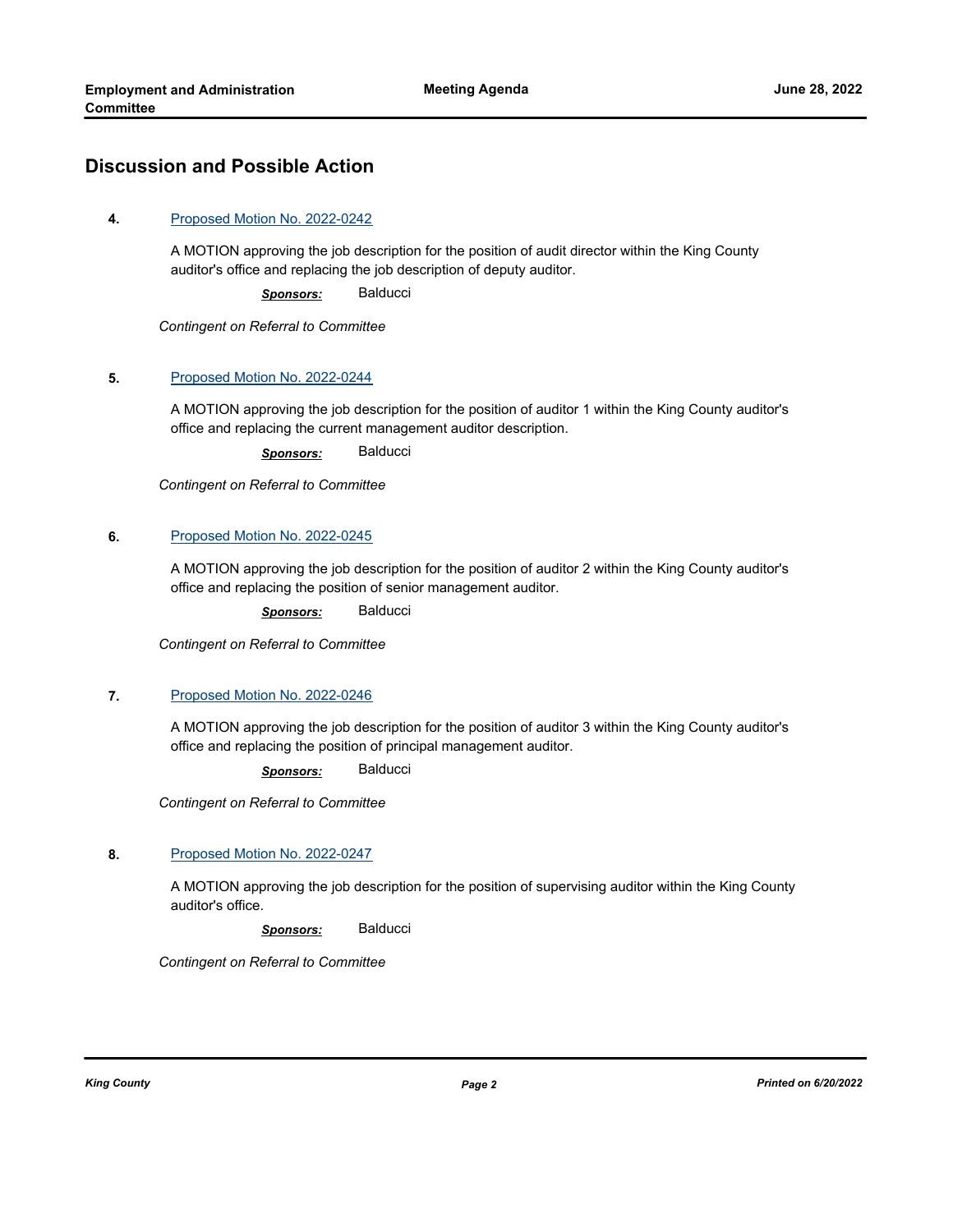## Discussion and Possible Action

**4.** Proposed Motion No. 2022-0242

A MOTION approving the job description for the position of audit director within the King County auditor's office and replacing the job description of deputy auditor.

***Sponsors:*** Balducci

*Contingent on Referral to Committee*

**5.** Proposed Motion No. 2022-0244

A MOTION approving the job description for the position of auditor 1 within the King County auditor's office and replacing the current management auditor description.

***Sponsors:*** Balducci

*Contingent on Referral to Committee*

**6.** Proposed Motion No. 2022-0245

A MOTION approving the job description for the position of auditor 2 within the King County auditor's office and replacing the position of senior management auditor.

***Sponsors:*** Balducci

*Contingent on Referral to Committee*

**7.** Proposed Motion No. 2022-0246

A MOTION approving the job description for the position of auditor 3 within the King County auditor's office and replacing the position of principal management auditor.

***Sponsors:*** Balducci

*Contingent on Referral to Committee*

**8.** Proposed Motion No. 2022-0247

A MOTION approving the job description for the position of supervising auditor within the King County auditor's office.

***Sponsors:*** Balducci

*Contingent on Referral to Committee*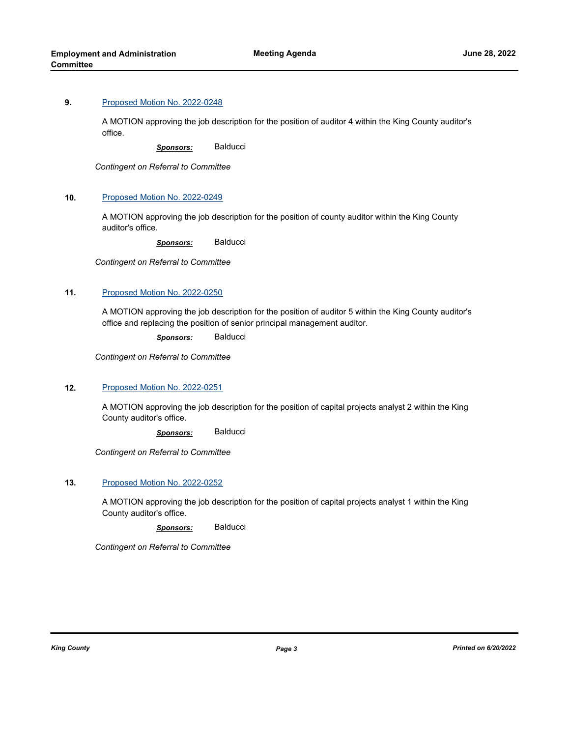**9.** [Proposed Motion No. 2022-0248]

A MOTION approving the job description for the position of auditor 4 within the King County auditor's office.

***Sponsors:*** Balducci

*Contingent on Referral to Committee*

**10.** [Proposed Motion No. 2022-0249]

A MOTION approving the job description for the position of county auditor within the King County auditor's office.

***Sponsors:*** Balducci

*Contingent on Referral to Committee*

**11.** [Proposed Motion No. 2022-0250]

A MOTION approving the job description for the position of auditor 5 within the King County auditor's office and replacing the position of senior principal management auditor.

***Sponsors:*** Balducci

*Contingent on Referral to Committee*

**12.** [Proposed Motion No. 2022-0251]

A MOTION approving the job description for the position of capital projects analyst 2 within the King County auditor's office.

***Sponsors:*** Balducci

*Contingent on Referral to Committee*

**13.** [Proposed Motion No. 2022-0252]

A MOTION approving the job description for the position of capital projects analyst 1 within the King County auditor's office.

***Sponsors:*** Balducci

*Contingent on Referral to Committee*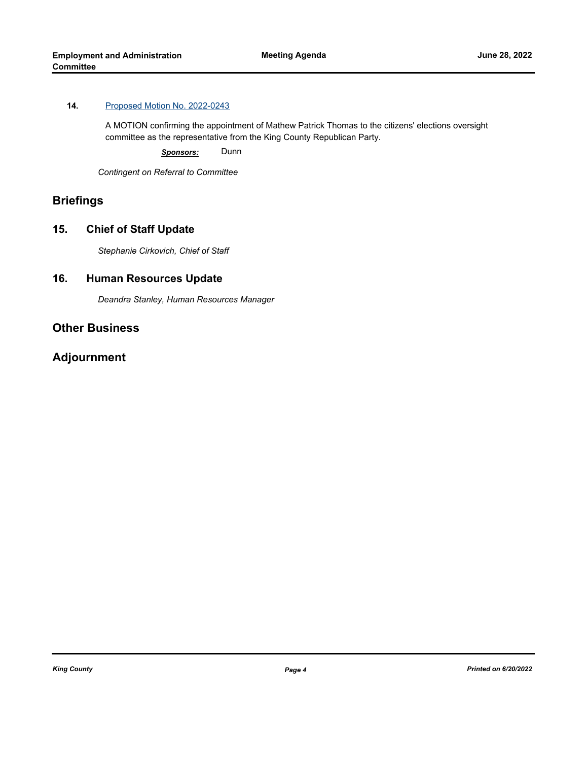**14.** [Proposed Motion No. 2022-0243]

A MOTION confirming the appointment of Mathew Patrick Thomas to the citizens' elections oversight committee as the representative from the King County Republican Party.

***Sponsors:*** Dunn

*Contingent on Referral to Committee*

## Briefings

### 15. Chief of Staff Update

*Stephanie Cirkovich, Chief of Staff*

### 16. Human Resources Update

*Deandra Stanley, Human Resources Manager*

## Other Business

## Adjournment